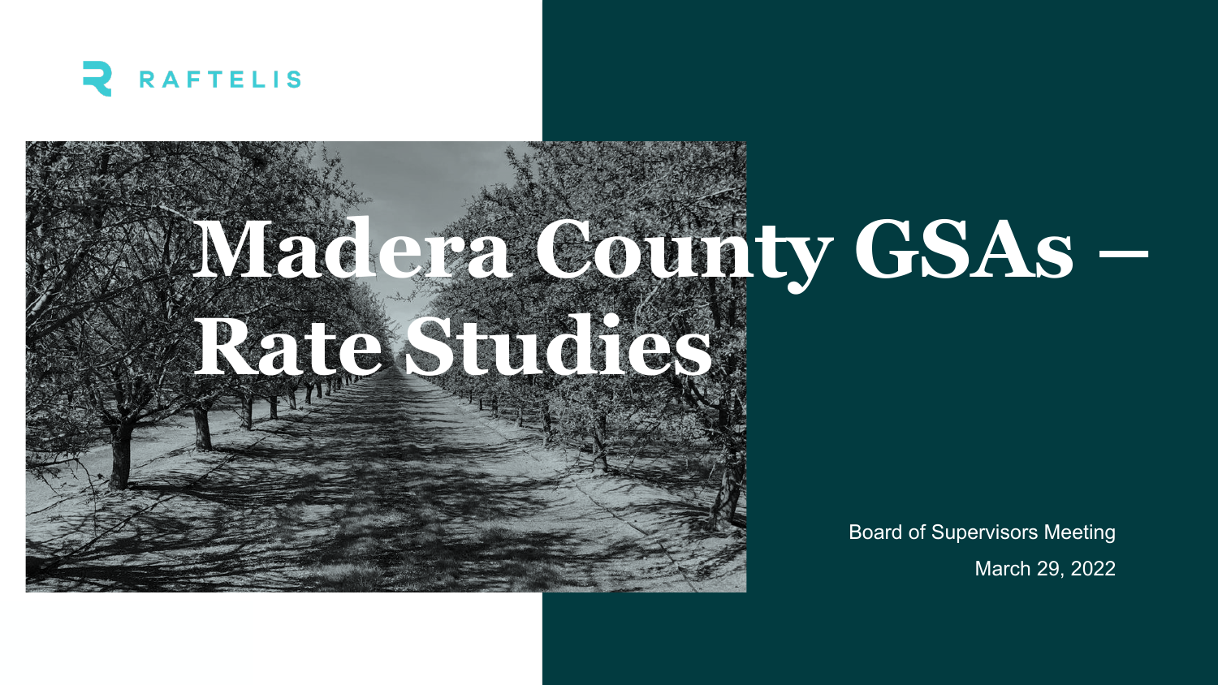RAFTELIS

# Madera County GSAs – Rate Studies

Board of Supervisors Meeting

March 29, 2022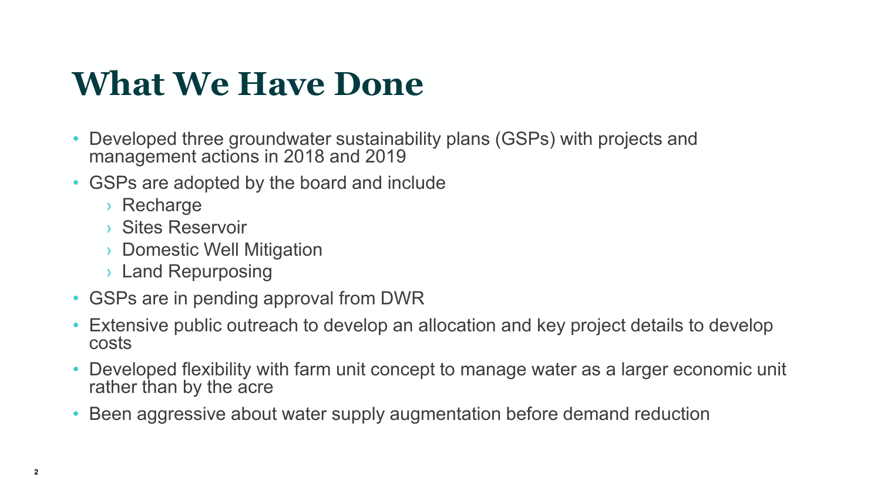# What We Have Done

- Developed three groundwater sustainability plans (GSPs) with projects and management actions in 2018 and 2019
- GSPs are adopted by the board and include
  - Recharge
  - Sites Reservoir
  - Domestic Well Mitigation
  - Land Repurposing
- GSPs are in pending approval from DWR
- Extensive public outreach to develop an allocation and key project details to develop costs
- Developed flexibility with farm unit concept to manage water as a larger economic unit rather than by the acre
- Been aggressive about water supply augmentation before demand reduction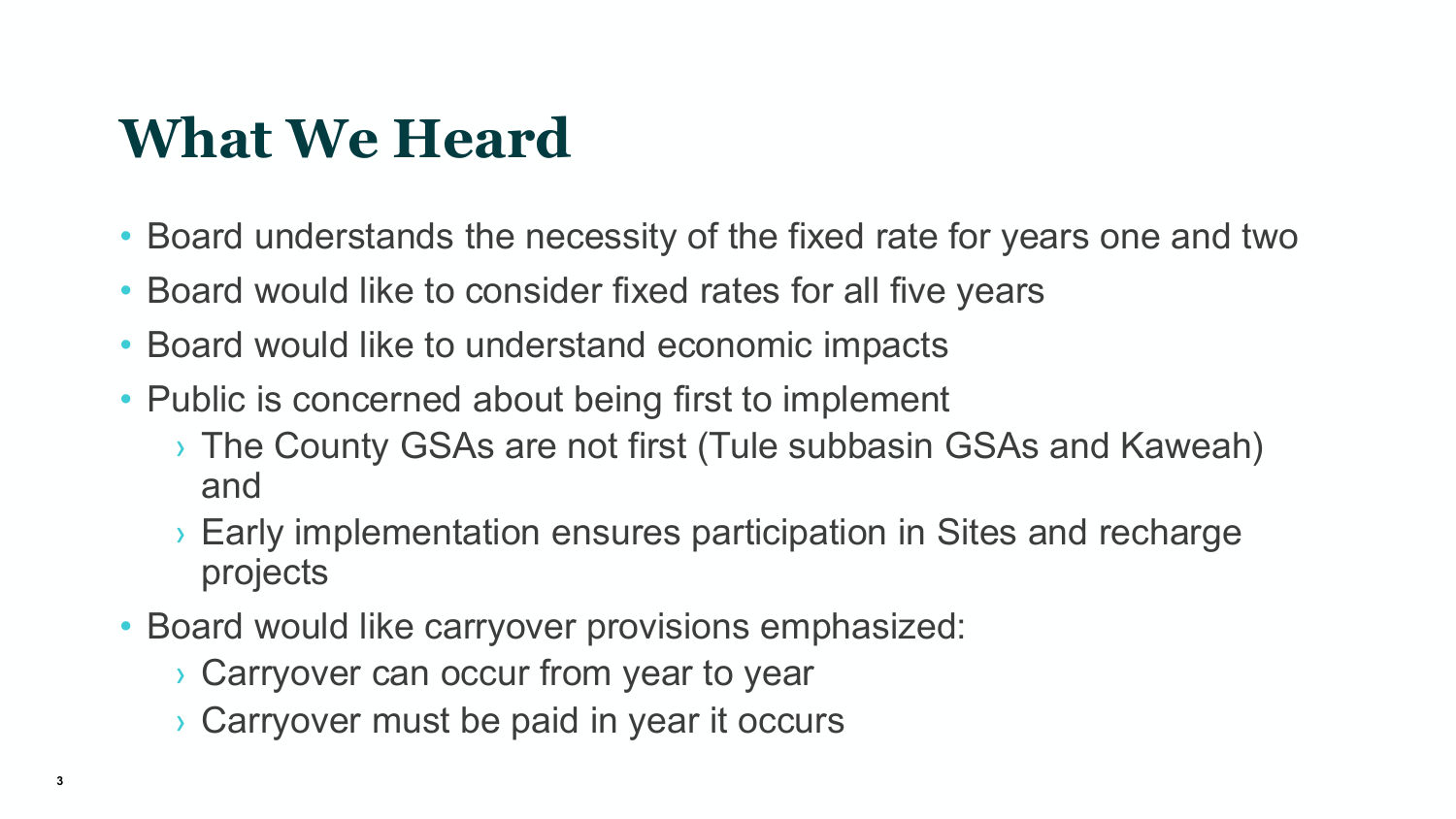# What We Heard

- Board understands the necessity of the fixed rate for years one and two
- Board would like to consider fixed rates for all five years
- Board would like to understand economic impacts
- Public is concerned about being first to implement
  - The County GSAs are not first (Tule subbasin GSAs and Kaweah) and
  - Early implementation ensures participation in Sites and recharge projects
- Board would like carryover provisions emphasized:
  - Carryover can occur from year to year
  - Carryover must be paid in year it occurs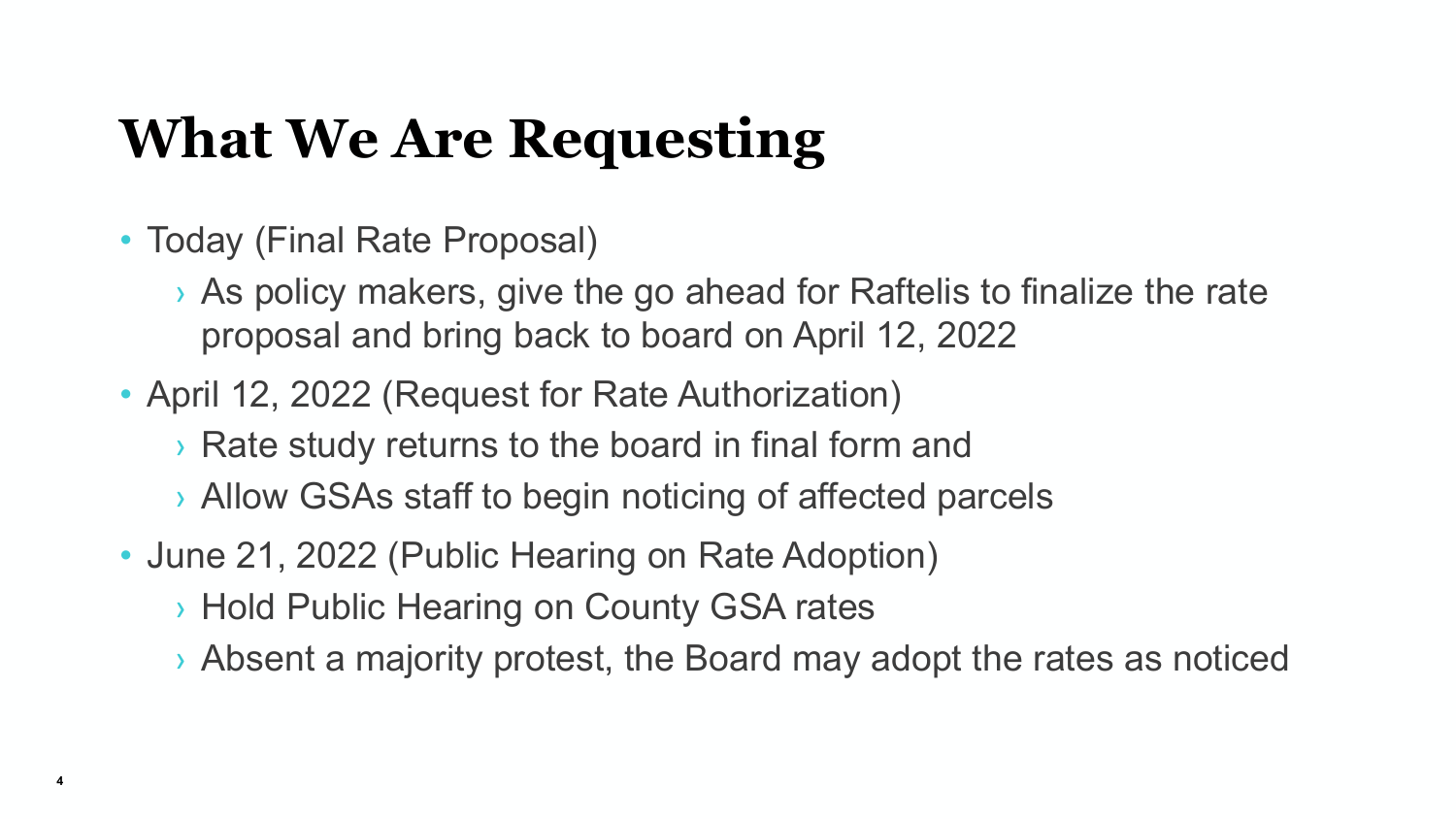# What We Are Requesting

- Today (Final Rate Proposal)
  - As policy makers, give the go ahead for Raftelis to finalize the rate proposal and bring back to board on April 12, 2022
- April 12, 2022 (Request for Rate Authorization)
  - Rate study returns to the board in final form and
  - Allow GSAs staff to begin noticing of affected parcels
- June 21, 2022 (Public Hearing on Rate Adoption)
  - Hold Public Hearing on County GSA rates
  - Absent a majority protest, the Board may adopt the rates as noticed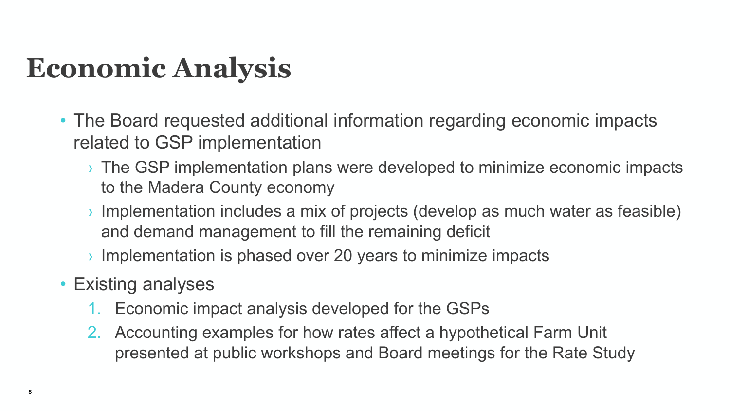# Economic Analysis

- The Board requested additional information regarding economic impacts related to GSP implementation
  - The GSP implementation plans were developed to minimize economic impacts to the Madera County economy
  - Implementation includes a mix of projects (develop as much water as feasible) and demand management to fill the remaining deficit
  - Implementation is phased over 20 years to minimize impacts
- Existing analyses
  1. Economic impact analysis developed for the GSPs
  2. Accounting examples for how rates affect a hypothetical Farm Unit presented at public workshops and Board meetings for the Rate Study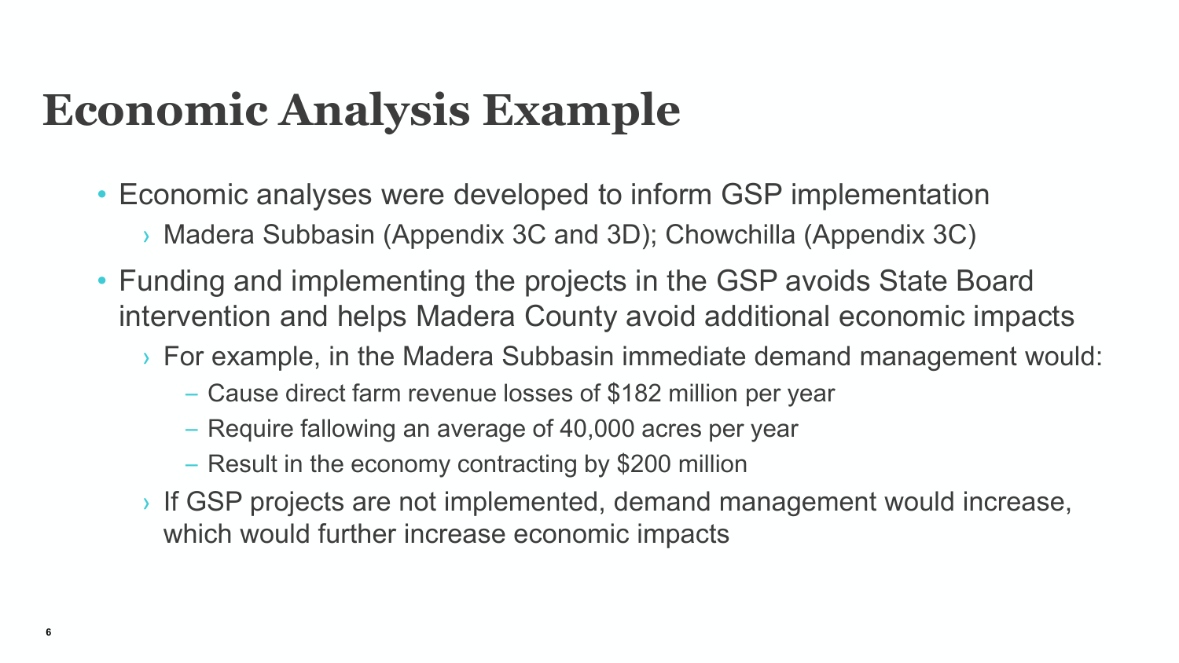# Economic Analysis Example

- Economic analyses were developed to inform GSP implementation
  - Madera Subbasin (Appendix 3C and 3D); Chowchilla (Appendix 3C)
- Funding and implementing the projects in the GSP avoids State Board intervention and helps Madera County avoid additional economic impacts
  - For example, in the Madera Subbasin immediate demand management would:
    - Cause direct farm revenue losses of $182 million per year
    - Require fallowing an average of 40,000 acres per year
    - Result in the economy contracting by $200 million
  - If GSP projects are not implemented, demand management would increase, which would further increase economic impacts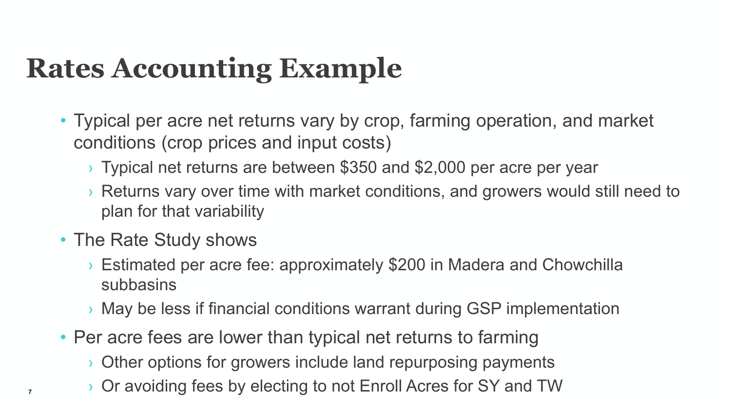# Rates Accounting Example

- Typical per acre net returns vary by crop, farming operation, and market conditions (crop prices and input costs)
  - Typical net returns are between $350 and $2,000 per acre per year
  - Returns vary over time with market conditions, and growers would still need to plan for that variability
- The Rate Study shows
  - Estimated per acre fee: approximately $200 in Madera and Chowchilla subbasins
  - May be less if financial conditions warrant during GSP implementation
- Per acre fees are lower than typical net returns to farming
  - Other options for growers include land repurposing payments
  - Or avoiding fees by electing to not Enroll Acres for SY and TW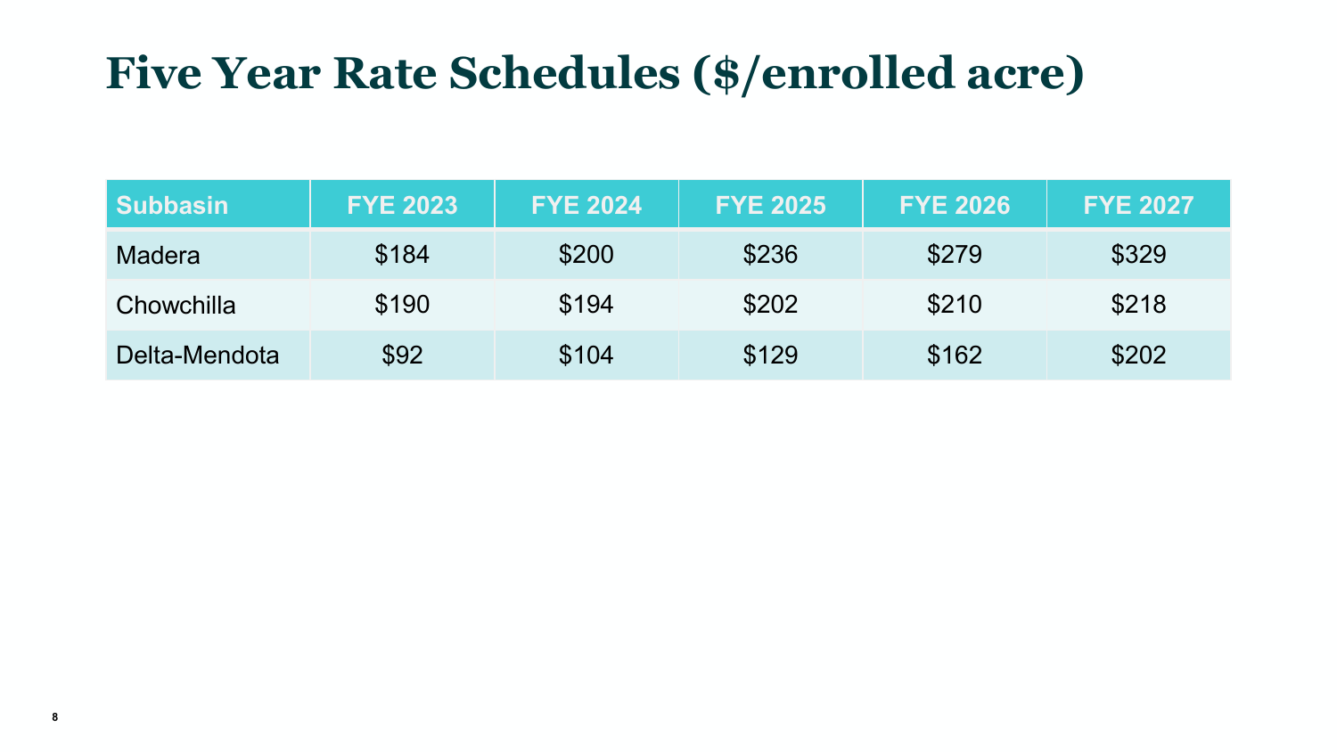# Five Year Rate Schedules ($/enrolled acre)

| Subbasin | FYE 2023 | FYE 2024 | FYE 2025 | FYE 2026 | FYE 2027 |
| --- | --- | --- | --- | --- | --- |
| Madera | $184 | $200 | $236 | $279 | $329 |
| Chowchilla | $190 | $194 | $202 | $210 | $218 |
| Delta-Mendota | $92 | $104 | $129 | $162 | $202 |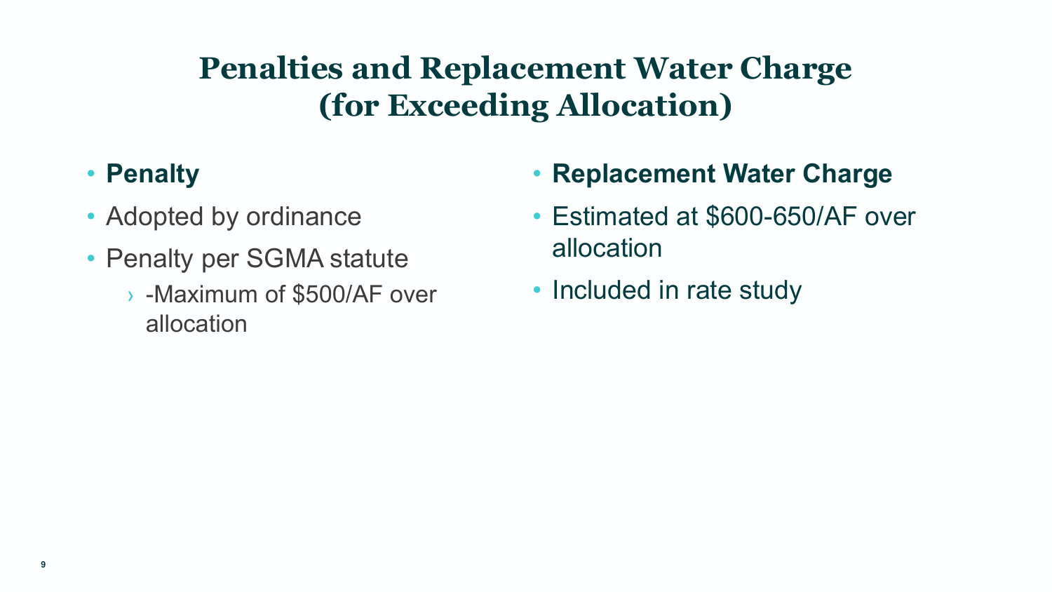# Penalties and Replacement Water Charge (for Exceeding Allocation)

- **Penalty**
- Adopted by ordinance
- Penalty per SGMA statute
  - -Maximum of $500/AF over allocation

- **Replacement Water Charge**
- Estimated at $600-650/AF over allocation
- Included in rate study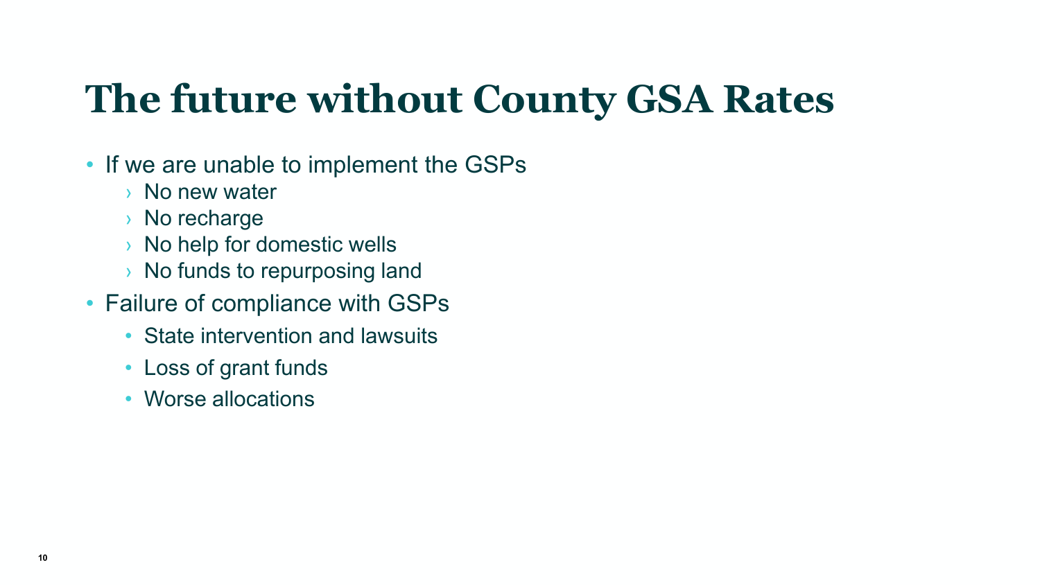# The future without County GSA Rates

- If we are unable to implement the GSPs
  - No new water
  - No recharge
  - No help for domestic wells
  - No funds to repurposing land
- Failure of compliance with GSPs
  - State intervention and lawsuits
  - Loss of grant funds
  - Worse allocations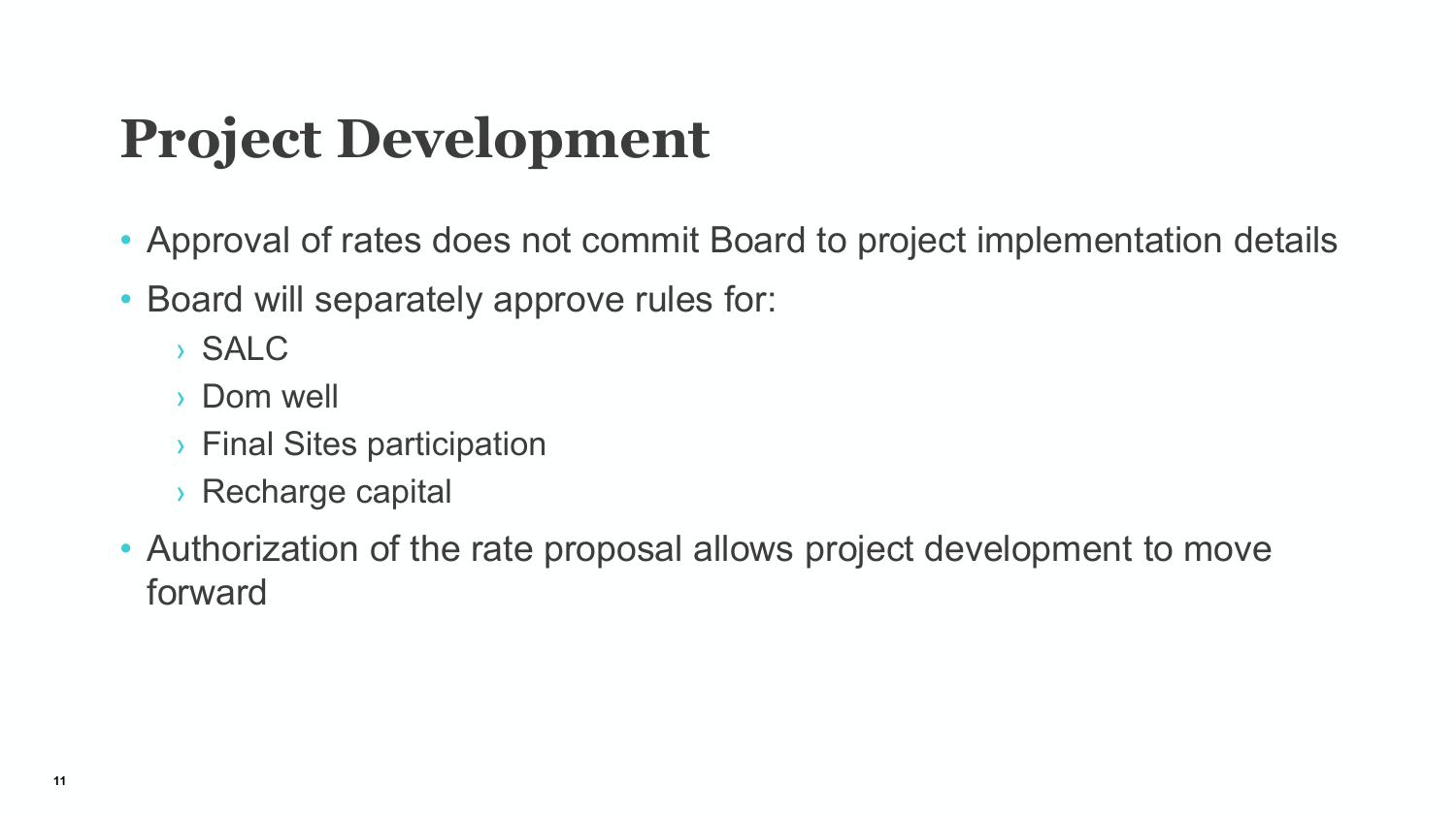# Project Development

- Approval of rates does not commit Board to project implementation details
- Board will separately approve rules for:
  - SALC
  - Dom well
  - Final Sites participation
  - Recharge capital
- Authorization of the rate proposal allows project development to move forward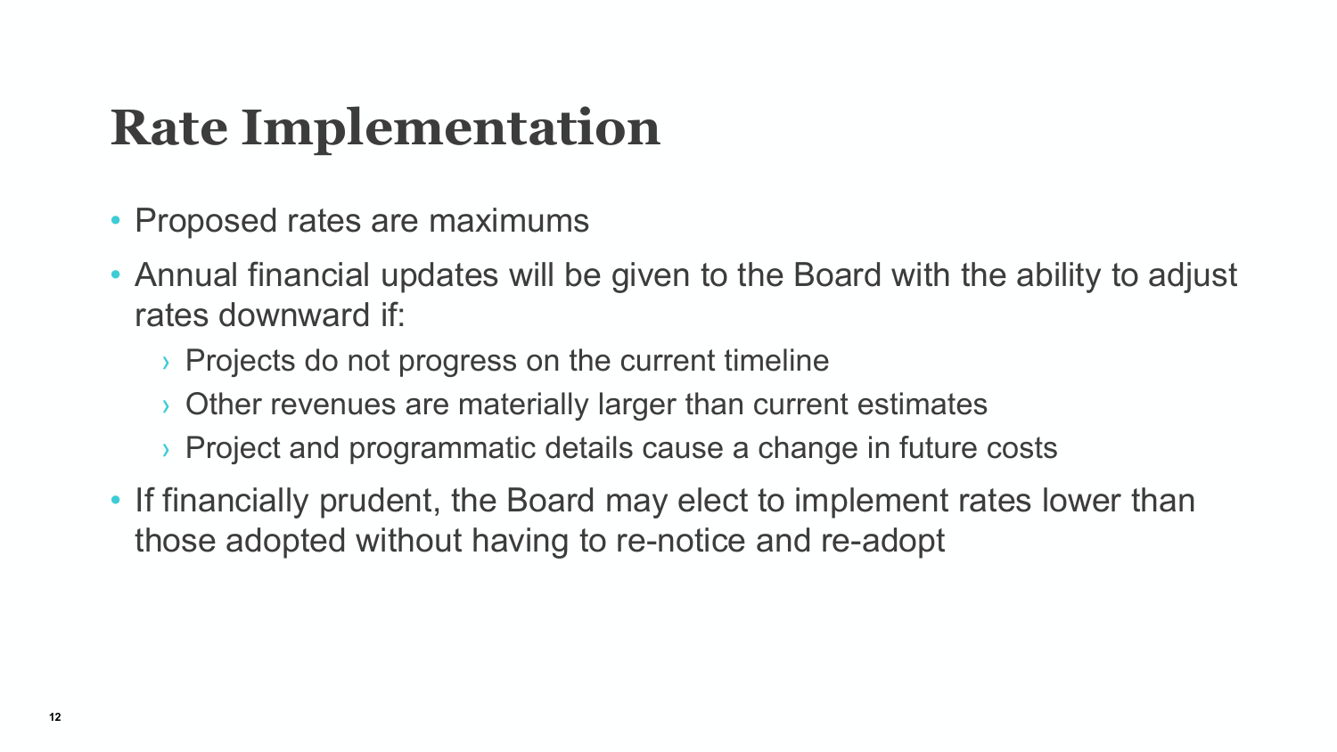# Rate Implementation

- Proposed rates are maximums
- Annual financial updates will be given to the Board with the ability to adjust rates downward if:
  - Projects do not progress on the current timeline
  - Other revenues are materially larger than current estimates
  - Project and programmatic details cause a change in future costs
- If financially prudent, the Board may elect to implement rates lower than those adopted without having to re-notice and re-adopt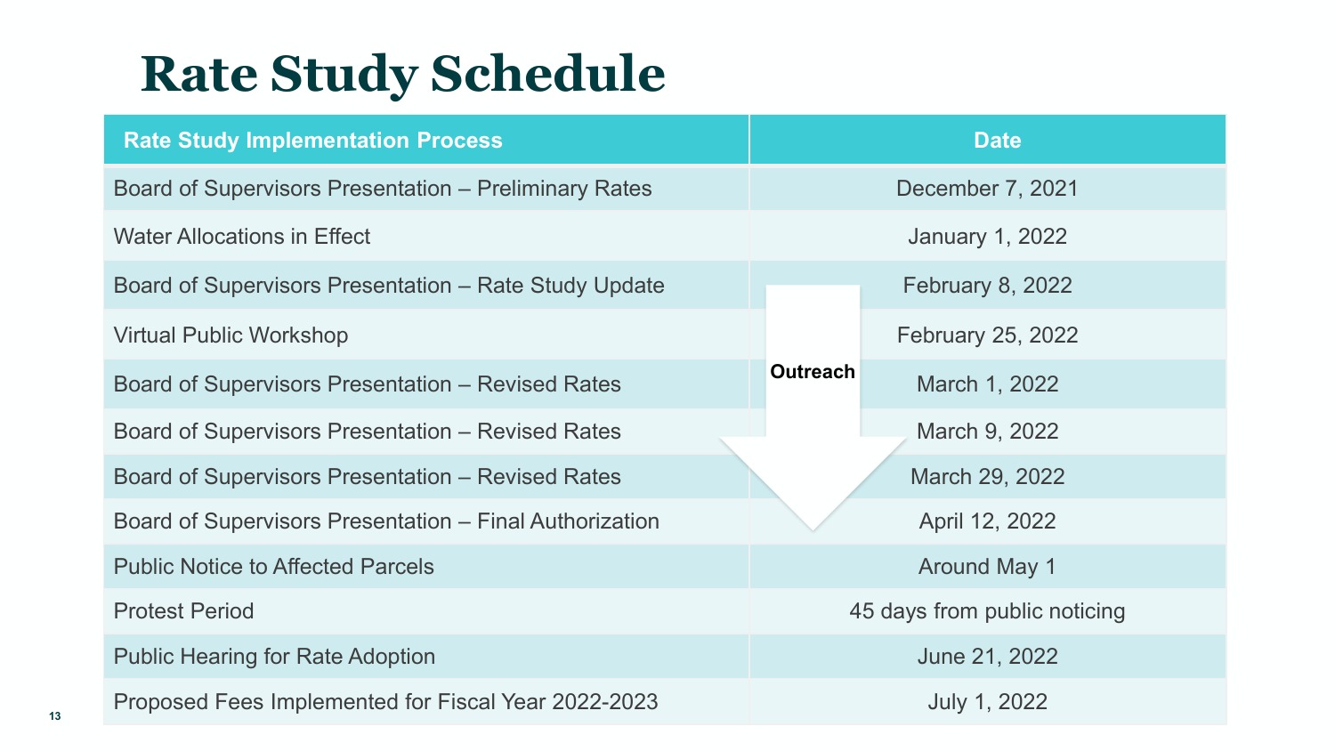# Rate Study Schedule

| Rate Study Implementation Process | Date |
|---|---|
| Board of Supervisors Presentation – Preliminary Rates | December 7, 2021 |
| Water Allocations in Effect | January 1, 2022 |
| Board of Supervisors Presentation – Rate Study Update | February 8, 2022 |
| Virtual Public Workshop | February 25, 2022 |
| Board of Supervisors Presentation – Revised Rates | March 1, 2022 |
| Board of Supervisors Presentation – Revised Rates | March 9, 2022 |
| Board of Supervisors Presentation – Revised Rates | March 29, 2022 |
| Board of Supervisors Presentation – Final Authorization | April 12, 2022 |
| Public Notice to Affected Parcels | Around May 1 |
| Protest Period | 45 days from public noticing |
| Public Hearing for Rate Adoption | June 21, 2022 |
| Proposed Fees Implemented for Fiscal Year 2022-2023 | July 1, 2022 |

Outreach (February 8, 2022 – April 12, 2022)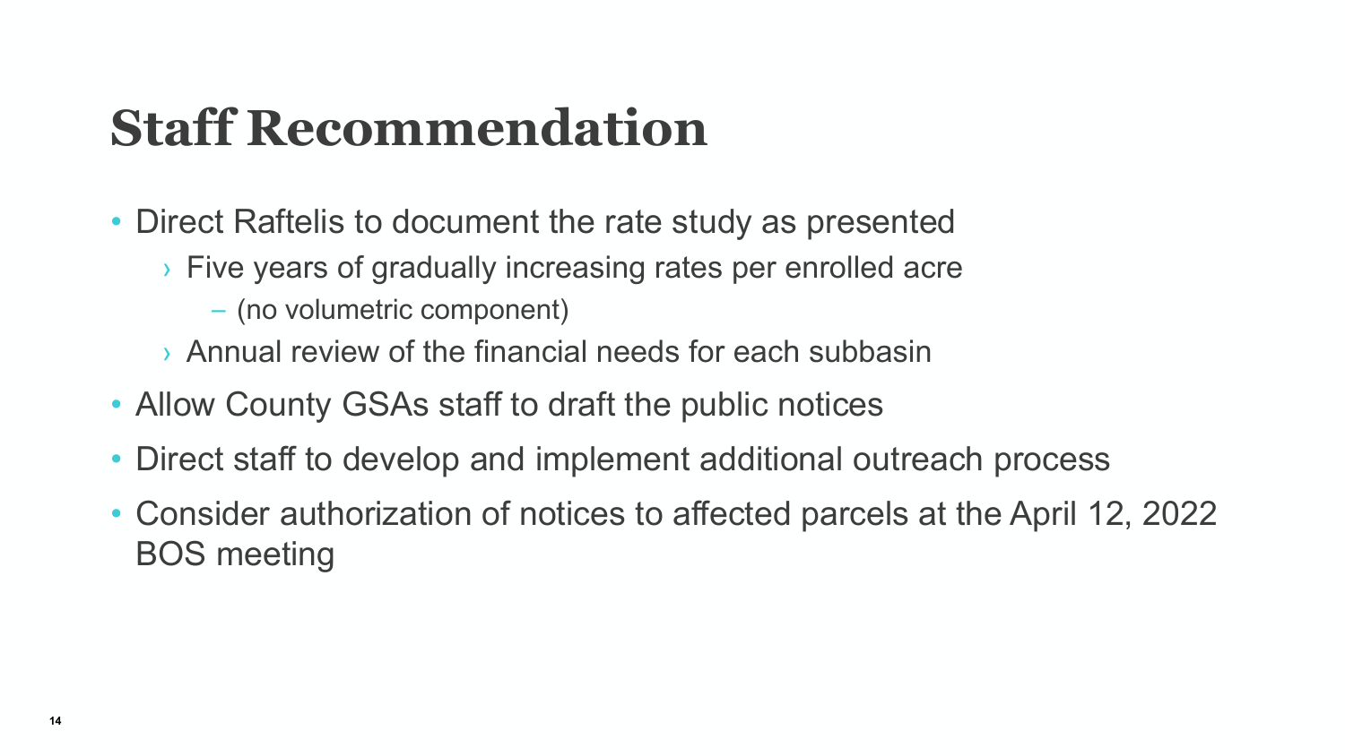# Staff Recommendation

- Direct Raftelis to document the rate study as presented
  - Five years of gradually increasing rates per enrolled acre
    - (no volumetric component)
  - Annual review of the financial needs for each subbasin
- Allow County GSAs staff to draft the public notices
- Direct staff to develop and implement additional outreach process
- Consider authorization of notices to affected parcels at the April 12, 2022 BOS meeting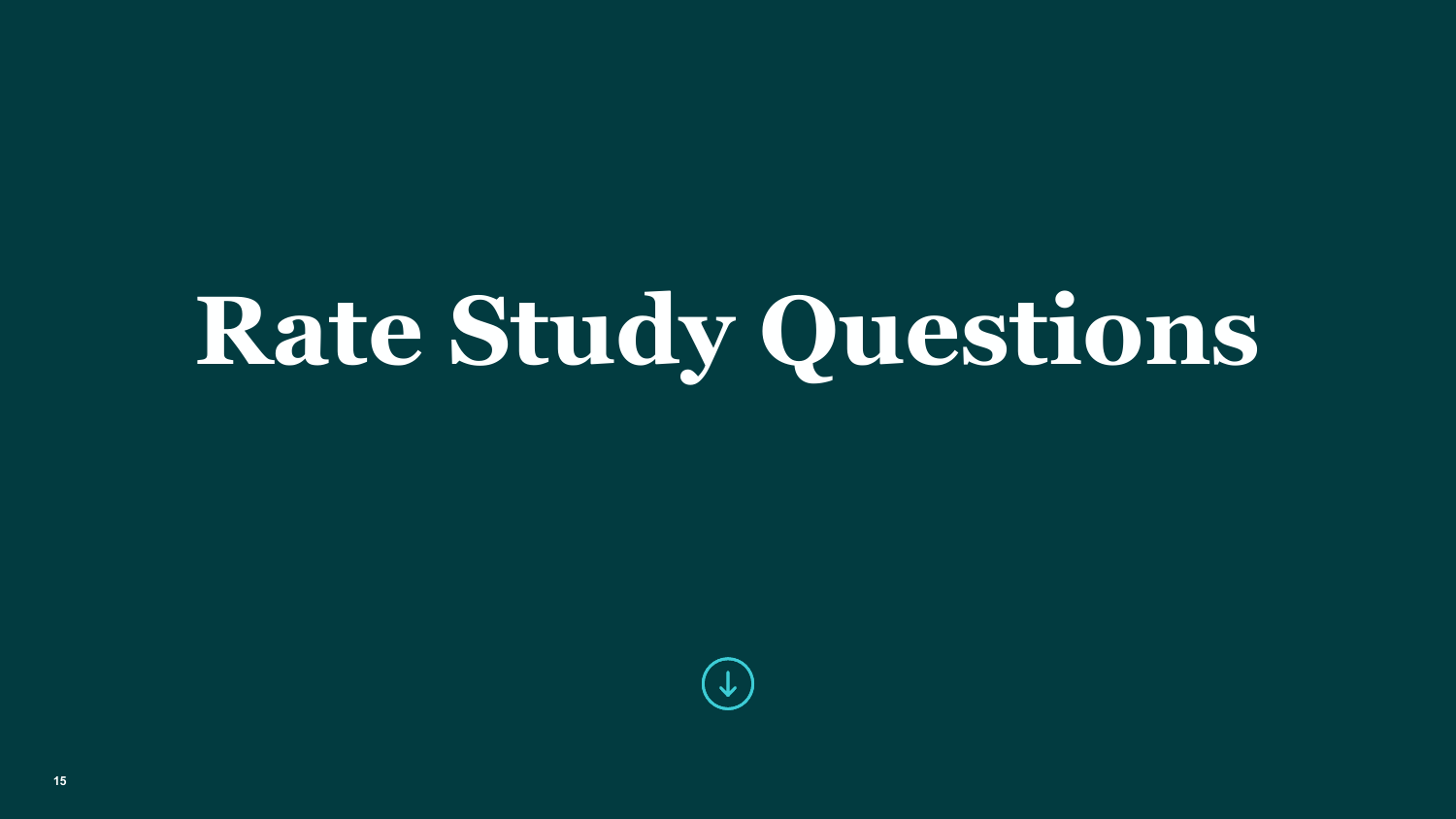# Rate Study Questions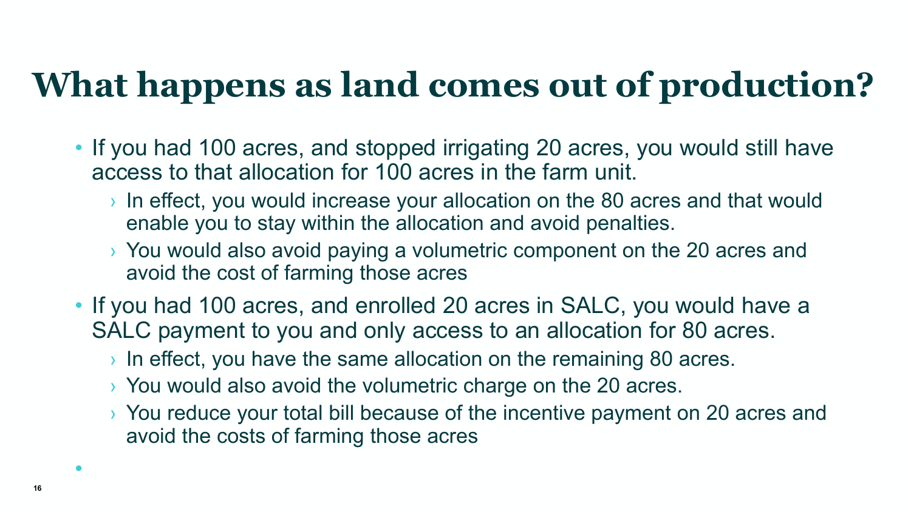# What happens as land comes out of production?

- If you had 100 acres, and stopped irrigating 20 acres, you would still have access to that allocation for 100 acres in the farm unit.
  - In effect, you would increase your allocation on the 80 acres and that would enable you to stay within the allocation and avoid penalties.
  - You would also avoid paying a volumetric component on the 20 acres and avoid the cost of farming those acres
- If you had 100 acres, and enrolled 20 acres in SALC, you would have a SALC payment to you and only access to an allocation for 80 acres.
  - In effect, you have the same allocation on the remaining 80 acres.
  - You would also avoid the volumetric charge on the 20 acres.
  - You reduce your total bill because of the incentive payment on 20 acres and avoid the costs of farming those acres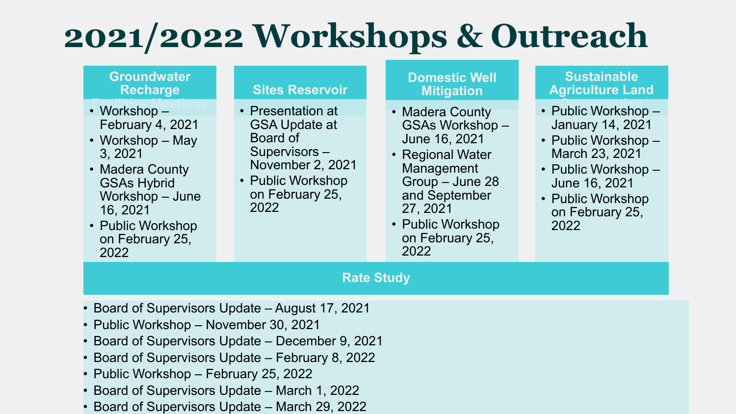# 2021/2022 Workshops & Outreach

### Groundwater Recharge Facilities Meetings

- Workshop – February 4, 2021
- Workshop – May 3, 2021
- Madera County GSAs Hybrid Workshop – June 16, 2021
- Public Workshop on February 25, 2022

### Sites Reservoir

- Presentation at GSA Update at Board of Supervisors – November 2, 2021
- Public Workshop on February 25, 2022

### Domestic Well Mitigation

- Madera County GSAs Workshop – June 16, 2021
- Regional Water Management Group – June 28 and September 27, 2021
- Public Workshop on February 25, 2022

### Sustainable Agriculture Land Conservation

- Public Workshop – January 14, 2021
- Public Workshop – March 23, 2021
- Public Workshop – June 16, 2021
- Public Workshop on February 25, 2022

### Rate Study

- Board of Supervisors Update – August 17, 2021
- Public Workshop – November 30, 2021
- Board of Supervisors Update – December 9, 2021
- Board of Supervisors Update – February 8, 2022
- Public Workshop – February 25, 2022
- Board of Supervisors Update – March 1, 2022
- Board of Supervisors Update – March 29, 2022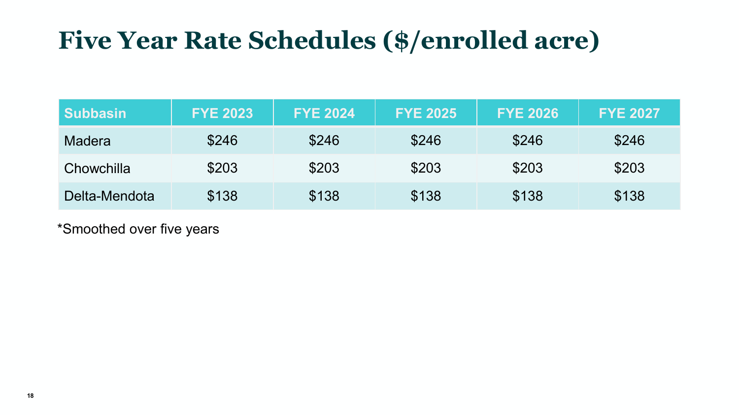# Five Year Rate Schedules ($/enrolled acre)

| Subbasin | FYE 2023 | FYE 2024 | FYE 2025 | FYE 2026 | FYE 2027 |
|---|---|---|---|---|---|
| Madera | $246 | $246 | $246 | $246 | $246 |
| Chowchilla | $203 | $203 | $203 | $203 | $203 |
| Delta-Mendota | $138 | $138 | $138 | $138 | $138 |

*Smoothed over five years